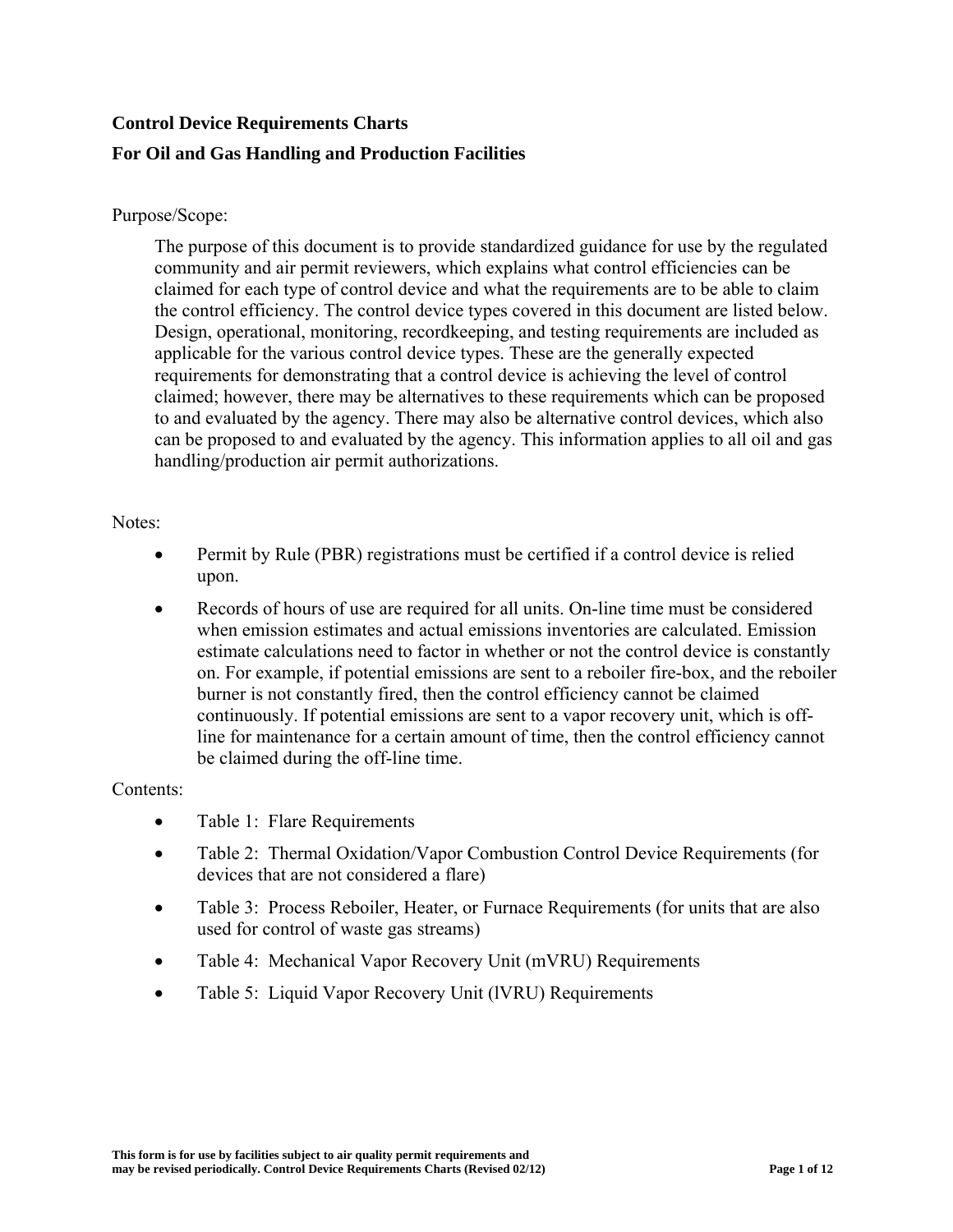# Control Device Requirements Charts

# For Oil and Gas Handling and Production Facilities

Purpose/Scope:

The purpose of this document is to provide standardized guidance for use by the regulated community and air permit reviewers, which explains what control efficiencies can be claimed for each type of control device and what the requirements are to be able to claim the control efficiency. The control device types covered in this document are listed below. Design, operational, monitoring, recordkeeping, and testing requirements are included as applicable for the various control device types. These are the generally expected requirements for demonstrating that a control device is achieving the level of control claimed; however, there may be alternatives to these requirements which can be proposed to and evaluated by the agency. There may also be alternative control devices, which also can be proposed to and evaluated by the agency. This information applies to all oil and gas handling/production air permit authorizations.

Notes:

- Permit by Rule (PBR) registrations must be certified if a control device is relied upon.
- Records of hours of use are required for all units. On-line time must be considered when emission estimates and actual emissions inventories are calculated. Emission estimate calculations need to factor in whether or not the control device is constantly on. For example, if potential emissions are sent to a reboiler fire-box, and the reboiler burner is not constantly fired, then the control efficiency cannot be claimed continuously. If potential emissions are sent to a vapor recovery unit, which is off-line for maintenance for a certain amount of time, then the control efficiency cannot be claimed during the off-line time.

Contents:

- Table 1: Flare Requirements
- Table 2: Thermal Oxidation/Vapor Combustion Control Device Requirements (for devices that are not considered a flare)
- Table 3: Process Reboiler, Heater, or Furnace Requirements (for units that are also used for control of waste gas streams)
- Table 4: Mechanical Vapor Recovery Unit (mVRU) Requirements
- Table 5: Liquid Vapor Recovery Unit (lVRU) Requirements

This form is for use by facilities subject to air quality permit requirements and may be revised periodically. Control Device Requirements Charts (Revised 02/12)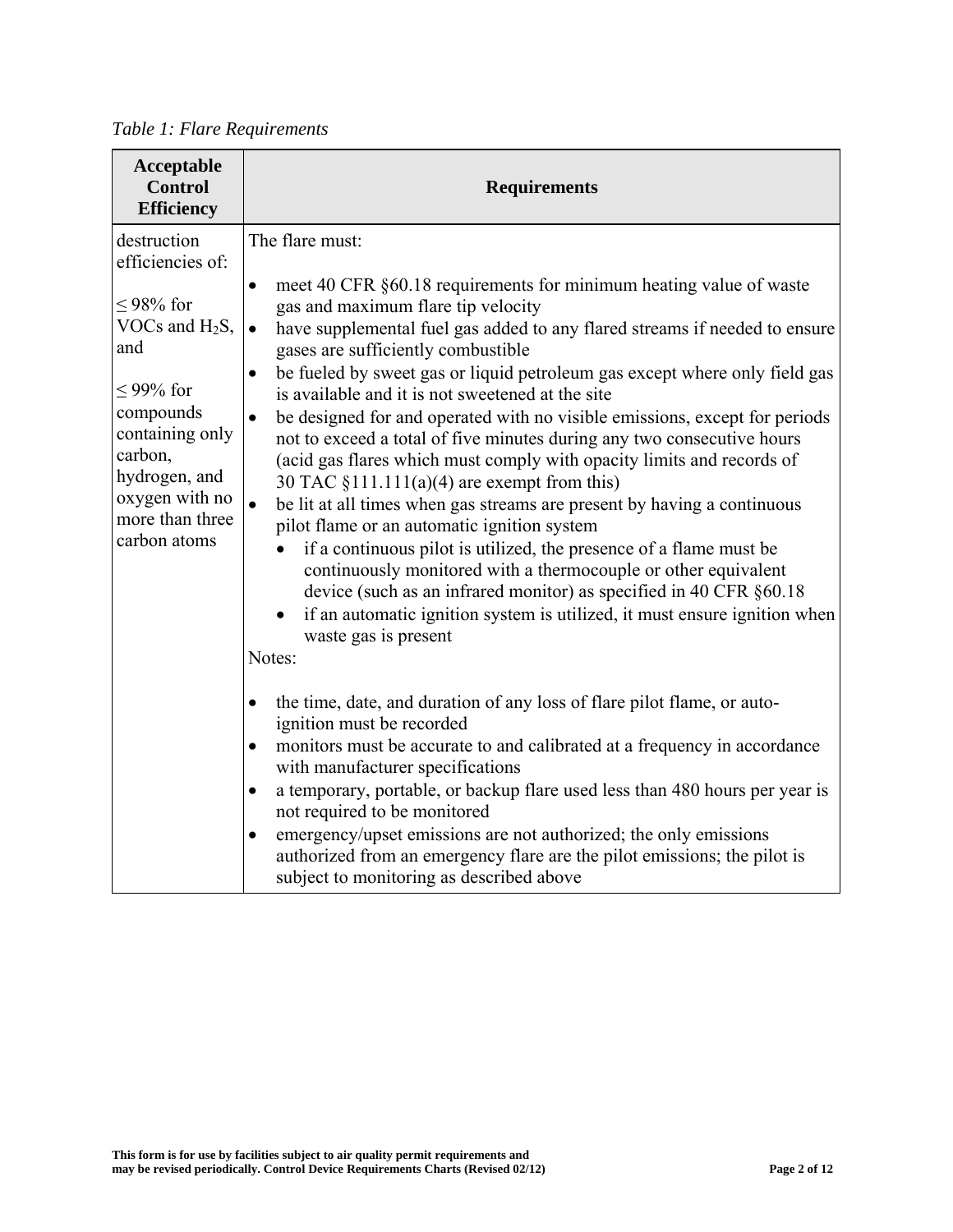*Table 1: Flare Requirements*

| Acceptable Control Efficiency | Requirements |
| --- | --- |
| destruction efficiencies of:<br><br>≤ 98% for VOCs and $H_2S$, and<br><br>≤ 99% for compounds containing only carbon, hydrogen, and oxygen with no more than three carbon atoms | The flare must:<br><br>• meet 40 CFR §60.18 requirements for minimum heating value of waste gas and maximum flare tip velocity<br>• have supplemental fuel gas added to any flared streams if needed to ensure gases are sufficiently combustible<br>• be fueled by sweet gas or liquid petroleum gas except where only field gas is available and it is not sweetened at the site<br>• be designed for and operated with no visible emissions, except for periods not to exceed a total of five minutes during any two consecutive hours (acid gas flares which must comply with opacity limits and records of 30 TAC §111.111(a)(4) are exempt from this)<br>• be lit at all times when gas streams are present by having a continuous pilot flame or an automatic ignition system<br>&nbsp;&nbsp;&nbsp;&nbsp;• if a continuous pilot is utilized, the presence of a flame must be continuously monitored with a thermocouple or other equivalent device (such as an infrared monitor) as specified in 40 CFR §60.18<br>&nbsp;&nbsp;&nbsp;&nbsp;• if an automatic ignition system is utilized, it must ensure ignition when waste gas is present<br><br>Notes:<br><br>• the time, date, and duration of any loss of flare pilot flame, or auto-ignition must be recorded<br>• monitors must be accurate to and calibrated at a frequency in accordance with manufacturer specifications<br>• a temporary, portable, or backup flare used less than 480 hours per year is not required to be monitored<br>• emergency/upset emissions are not authorized; the only emissions authorized from an emergency flare are the pilot emissions; the pilot is subject to monitoring as described above |

**This form is for use by facilities subject to air quality permit requirements and may be revised periodically. Control Device Requirements Charts (Revised 02/12)**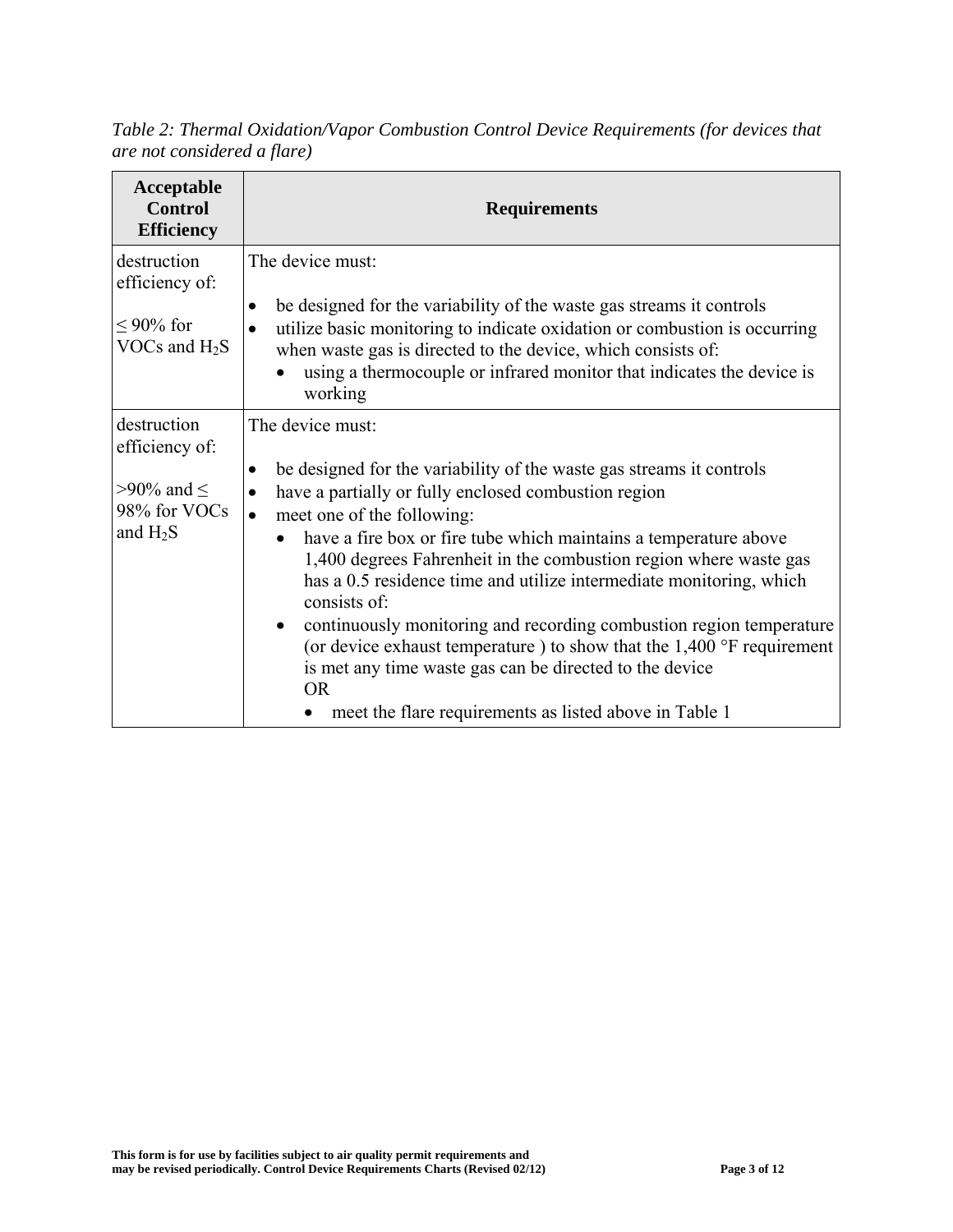*Table 2: Thermal Oxidation/Vapor Combustion Control Device Requirements (for devices that are not considered a flare)*

| Acceptable Control Efficiency | Requirements |
|---|---|
| destruction efficiency of:<br><br>≤ 90% for VOCs and $H_2S$ | The device must:<br><br>• be designed for the variability of the waste gas streams it controls<br>• utilize basic monitoring to indicate oxidation or combustion is occurring when waste gas is directed to the device, which consists of:<br>&nbsp;&nbsp;&nbsp;&nbsp;• using a thermocouple or infrared monitor that indicates the device is working |
| destruction efficiency of:<br><br>>90% and ≤ 98% for VOCs and $H_2S$ | The device must:<br><br>• be designed for the variability of the waste gas streams it controls<br>• have a partially or fully enclosed combustion region<br>• meet one of the following:<br>&nbsp;&nbsp;&nbsp;&nbsp;• have a fire box or fire tube which maintains a temperature above 1,400 degrees Fahrenheit in the combustion region where waste gas has a 0.5 residence time and utilize intermediate monitoring, which consists of:<br>&nbsp;&nbsp;&nbsp;&nbsp;• continuously monitoring and recording combustion region temperature (or device exhaust temperature ) to show that the 1,400 °F requirement is met any time waste gas can be directed to the device<br>&nbsp;&nbsp;&nbsp;&nbsp;OR<br>&nbsp;&nbsp;&nbsp;&nbsp;&nbsp;&nbsp;&nbsp;&nbsp;• meet the flare requirements as listed above in Table 1 |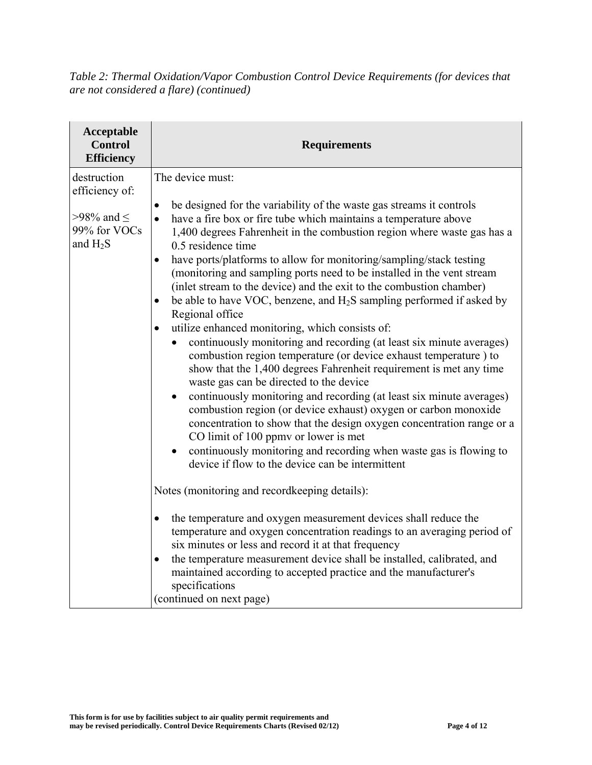*Table 2: Thermal Oxidation/Vapor Combustion Control Device Requirements (for devices that are not considered a flare) (continued)*

| Acceptable Control Efficiency | Requirements |
|---|---|
| destruction efficiency of:<br><br>>98% and ≤ 99% for VOCs and $H_2S$ | The device must:<br><br>• be designed for the variability of the waste gas streams it controls<br>• have a fire box or fire tube which maintains a temperature above 1,400 degrees Fahrenheit in the combustion region where waste gas has a 0.5 residence time<br>• have ports/platforms to allow for monitoring/sampling/stack testing (monitoring and sampling ports need to be installed in the vent stream (inlet stream to the device) and the exit to the combustion chamber)<br>• be able to have VOC, benzene, and $H_2S$ sampling performed if asked by Regional office<br>• utilize enhanced monitoring, which consists of:<br>&nbsp;&nbsp;&nbsp;&nbsp;• continuously monitoring and recording (at least six minute averages) combustion region temperature (or device exhaust temperature ) to show that the 1,400 degrees Fahrenheit requirement is met any time waste gas can be directed to the device<br>&nbsp;&nbsp;&nbsp;&nbsp;• continuously monitoring and recording (at least six minute averages) combustion region (or device exhaust) oxygen or carbon monoxide concentration to show that the design oxygen concentration range or a CO limit of 100 ppmv or lower is met<br>&nbsp;&nbsp;&nbsp;&nbsp;• continuously monitoring and recording when waste gas is flowing to device if flow to the device can be intermittent<br><br>Notes (monitoring and recordkeeping details):<br><br>• the temperature and oxygen measurement devices shall reduce the temperature and oxygen concentration readings to an averaging period of six minutes or less and record it at that frequency<br>• the temperature measurement device shall be installed, calibrated, and maintained according to accepted practice and the manufacturer's specifications<br>(continued on next page) |

**This form is for use by facilities subject to air quality permit requirements and may be revised periodically. Control Device Requirements Charts (Revised 02/12)**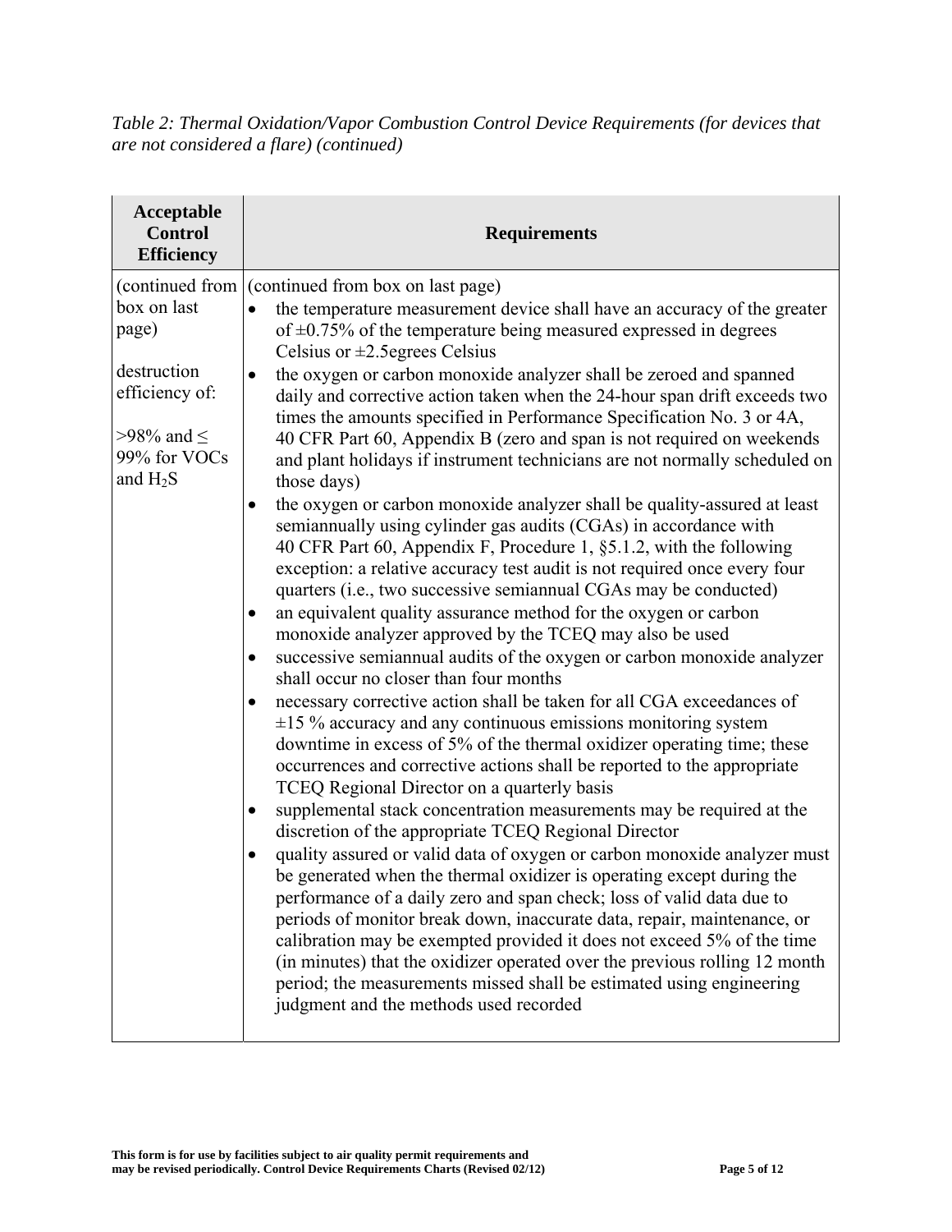*Table 2: Thermal Oxidation/Vapor Combustion Control Device Requirements (for devices that are not considered a flare) (continued)*

| Acceptable Control Efficiency | Requirements |
|---|---|
| (continued from box on last page)<br><br>destruction efficiency of:<br><br>>98% and ≤ 99% for VOCs and $H_2S$ | (continued from box on last page)<br>• the temperature measurement device shall have an accuracy of the greater of ±0.75% of the temperature being measured expressed in degrees Celsius or ±2.5egrees Celsius<br>• the oxygen or carbon monoxide analyzer shall be zeroed and spanned daily and corrective action taken when the 24-hour span drift exceeds two times the amounts specified in Performance Specification No. 3 or 4A, 40 CFR Part 60, Appendix B (zero and span is not required on weekends and plant holidays if instrument technicians are not normally scheduled on those days)<br>• the oxygen or carbon monoxide analyzer shall be quality-assured at least semiannually using cylinder gas audits (CGAs) in accordance with 40 CFR Part 60, Appendix F, Procedure 1, §5.1.2, with the following exception: a relative accuracy test audit is not required once every four quarters (i.e., two successive semiannual CGAs may be conducted)<br>• an equivalent quality assurance method for the oxygen or carbon monoxide analyzer approved by the TCEQ may also be used<br>• successive semiannual audits of the oxygen or carbon monoxide analyzer shall occur no closer than four months<br>• necessary corrective action shall be taken for all CGA exceedances of ±15 % accuracy and any continuous emissions monitoring system downtime in excess of 5% of the thermal oxidizer operating time; these occurrences and corrective actions shall be reported to the appropriate TCEQ Regional Director on a quarterly basis<br>• supplemental stack concentration measurements may be required at the discretion of the appropriate TCEQ Regional Director<br>• quality assured or valid data of oxygen or carbon monoxide analyzer must be generated when the thermal oxidizer is operating except during the performance of a daily zero and span check; loss of valid data due to periods of monitor break down, inaccurate data, repair, maintenance, or calibration may be exempted provided it does not exceed 5% of the time (in minutes) that the oxidizer operated over the previous rolling 12 month period; the measurements missed shall be estimated using engineering judgment and the methods used recorded |

**This form is for use by facilities subject to air quality permit requirements and may be revised periodically. Control Device Requirements Charts (Revised 02/12)**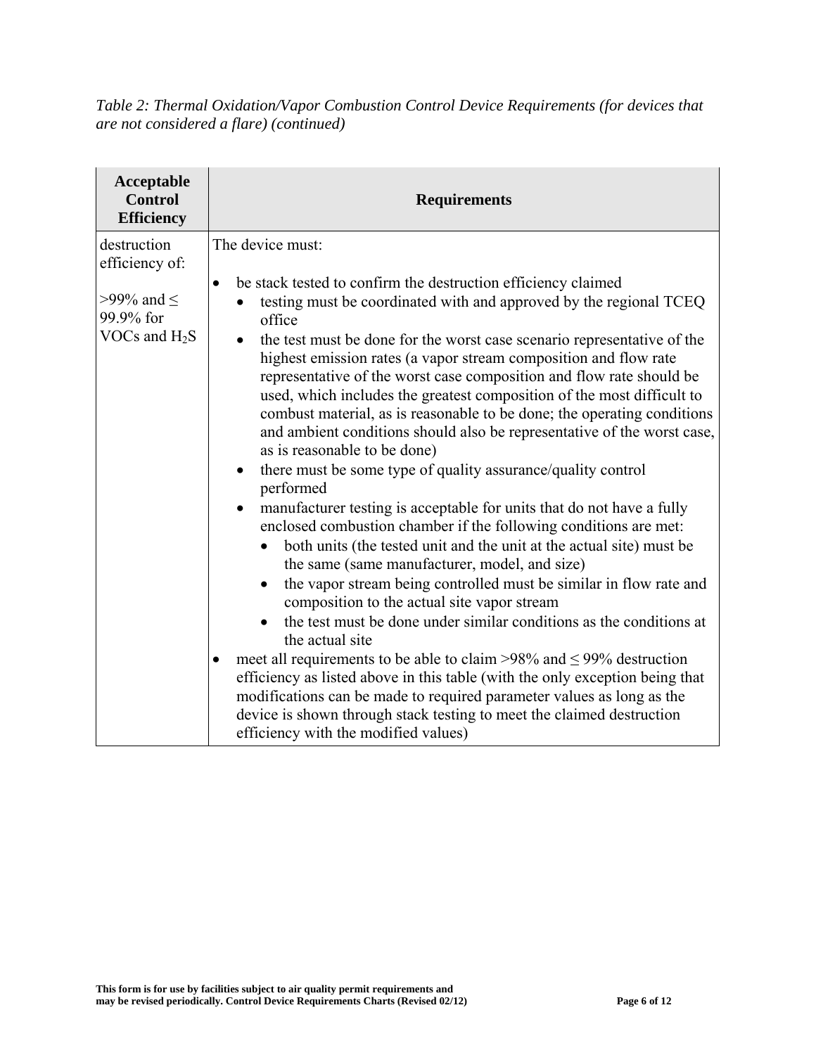*Table 2: Thermal Oxidation/Vapor Combustion Control Device Requirements (for devices that are not considered a flare) (continued)*

| Acceptable Control Efficiency | Requirements |
|---|---|
| destruction efficiency of:<br><br>>99% and ≤ 99.9% for VOCs and $H_2S$ | The device must:<br><br>• be stack tested to confirm the destruction efficiency claimed<br>&nbsp;&nbsp;&nbsp;&nbsp;• testing must be coordinated with and approved by the regional TCEQ office<br>&nbsp;&nbsp;&nbsp;&nbsp;• the test must be done for the worst case scenario representative of the highest emission rates (a vapor stream composition and flow rate representative of the worst case composition and flow rate should be used, which includes the greatest composition of the most difficult to combust material, as is reasonable to be done; the operating conditions and ambient conditions should also be representative of the worst case, as is reasonable to be done)<br>&nbsp;&nbsp;&nbsp;&nbsp;• there must be some type of quality assurance/quality control performed<br>&nbsp;&nbsp;&nbsp;&nbsp;• manufacturer testing is acceptable for units that do not have a fully enclosed combustion chamber if the following conditions are met:<br>&nbsp;&nbsp;&nbsp;&nbsp;&nbsp;&nbsp;&nbsp;&nbsp;• both units (the tested unit and the unit at the actual site) must be the same (same manufacturer, model, and size)<br>&nbsp;&nbsp;&nbsp;&nbsp;&nbsp;&nbsp;&nbsp;&nbsp;• the vapor stream being controlled must be similar in flow rate and composition to the actual site vapor stream<br>&nbsp;&nbsp;&nbsp;&nbsp;&nbsp;&nbsp;&nbsp;&nbsp;• the test must be done under similar conditions as the conditions at the actual site<br>• meet all requirements to be able to claim >98% and ≤ 99% destruction efficiency as listed above in this table (with the only exception being that modifications can be made to required parameter values as long as the device is shown through stack testing to meet the claimed destruction efficiency with the modified values) |

**This form is for use by facilities subject to air quality permit requirements and may be revised periodically. Control Device Requirements Charts (Revised 02/12)**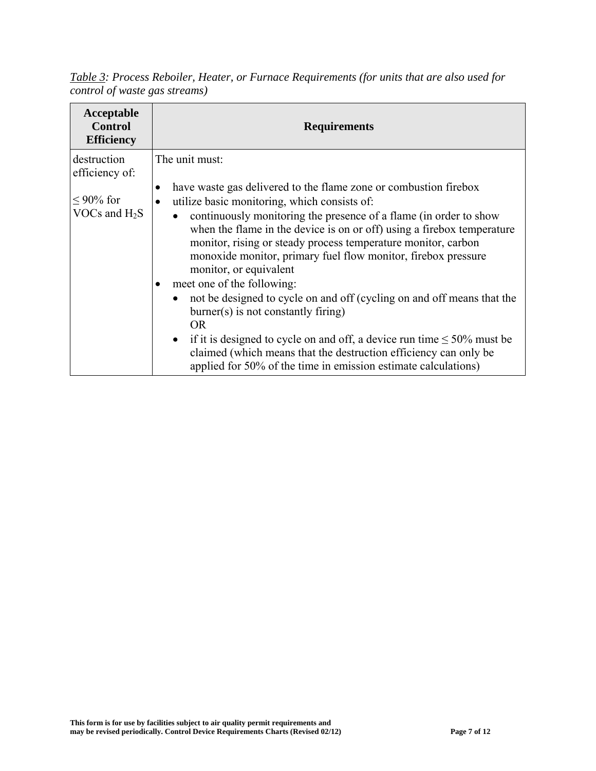*<u>Table 3</u>: Process Reboiler, Heater, or Furnace Requirements (for units that are also used for control of waste gas streams)*

| Acceptable Control Efficiency | Requirements |
|---|---|
| destruction efficiency of:<br><br>≤ 90% for VOCs and $H_2S$ | The unit must:<br><br>• have waste gas delivered to the flame zone or combustion firebox<br>• utilize basic monitoring, which consists of:<br>&nbsp;&nbsp;&nbsp;&nbsp;• continuously monitoring the presence of a flame (in order to show when the flame in the device is on or off) using a firebox temperature monitor, rising or steady process temperature monitor, carbon monoxide monitor, primary fuel flow monitor, firebox pressure monitor, or equivalent<br>• meet one of the following:<br>&nbsp;&nbsp;&nbsp;&nbsp;• not be designed to cycle on and off (cycling on and off means that the burner(s) is not constantly firing)<br>&nbsp;&nbsp;&nbsp;&nbsp;OR<br>&nbsp;&nbsp;&nbsp;&nbsp;• if it is designed to cycle on and off, a device run time ≤ 50% must be claimed (which means that the destruction efficiency can only be applied for 50% of the time in emission estimate calculations) |

**This form is for use by facilities subject to air quality permit requirements and may be revised periodically. Control Device Requirements Charts (Revised 02/12)**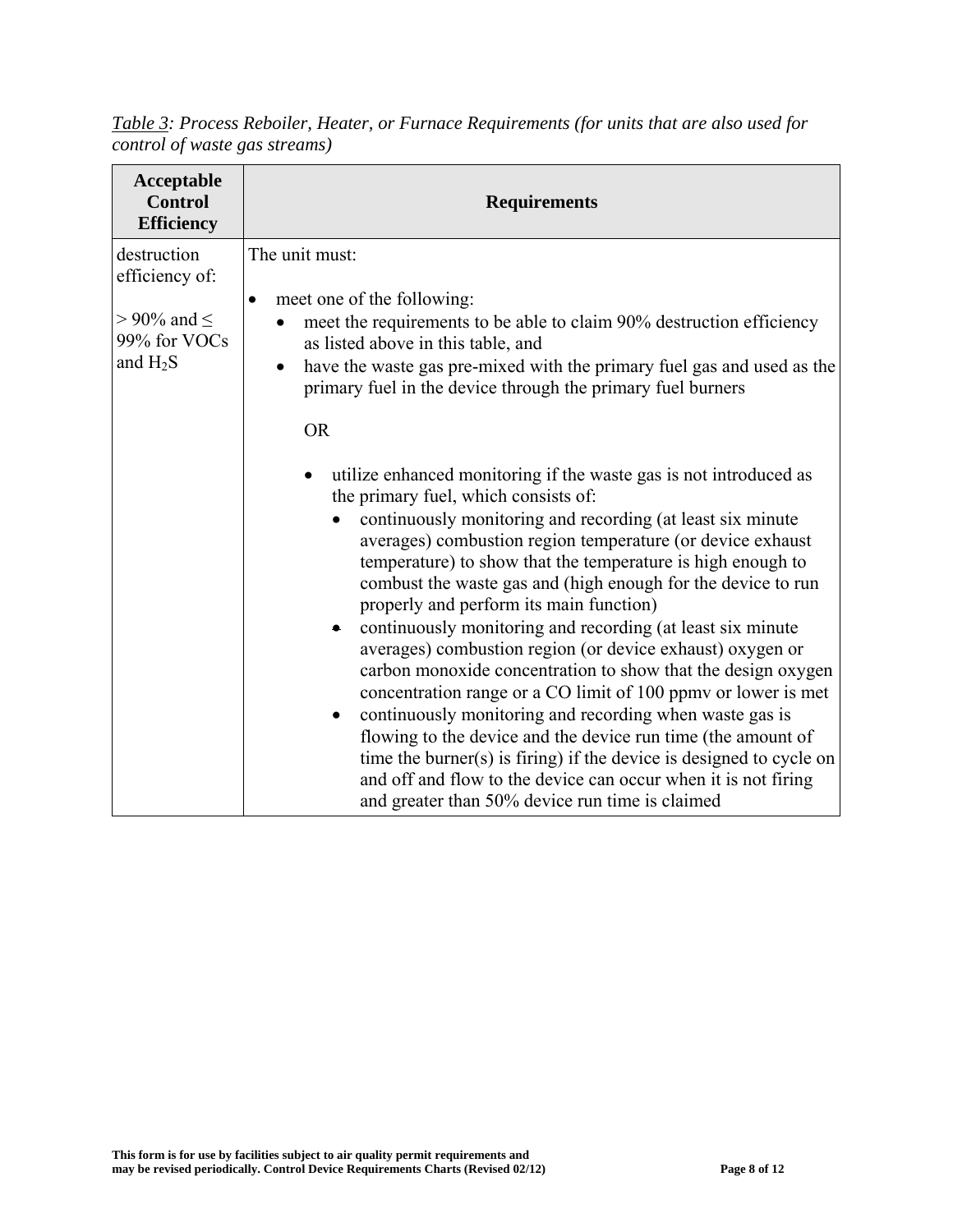*<u>Table 3</u>: Process Reboiler, Heater, or Furnace Requirements (for units that are also used for control of waste gas streams)*

| Acceptable Control Efficiency | Requirements |
| --- | --- |
| destruction efficiency of:<br><br>> 90% and ≤ 99% for VOCs and $H_2S$ | The unit must:<br><br>• meet one of the following:<br>  • meet the requirements to be able to claim 90% destruction efficiency as listed above in this table, and<br>  • have the waste gas pre-mixed with the primary fuel gas and used as the primary fuel in the device through the primary fuel burners<br><br>  OR<br><br>  • utilize enhanced monitoring if the waste gas is not introduced as the primary fuel, which consists of:<br>    • continuously monitoring and recording (at least six minute averages) combustion region temperature (or device exhaust temperature) to show that the temperature is high enough to combust the waste gas and (high enough for the device to run properly and perform its main function)<br>    • continuously monitoring and recording (at least six minute averages) combustion region (or device exhaust) oxygen or carbon monoxide concentration to show that the design oxygen concentration range or a CO limit of 100 ppmv or lower is met<br>    • continuously monitoring and recording when waste gas is flowing to the device and the device run time (the amount of time the burner(s) is firing) if the device is designed to cycle on and off and flow to the device can occur when it is not firing and greater than 50% device run time is claimed |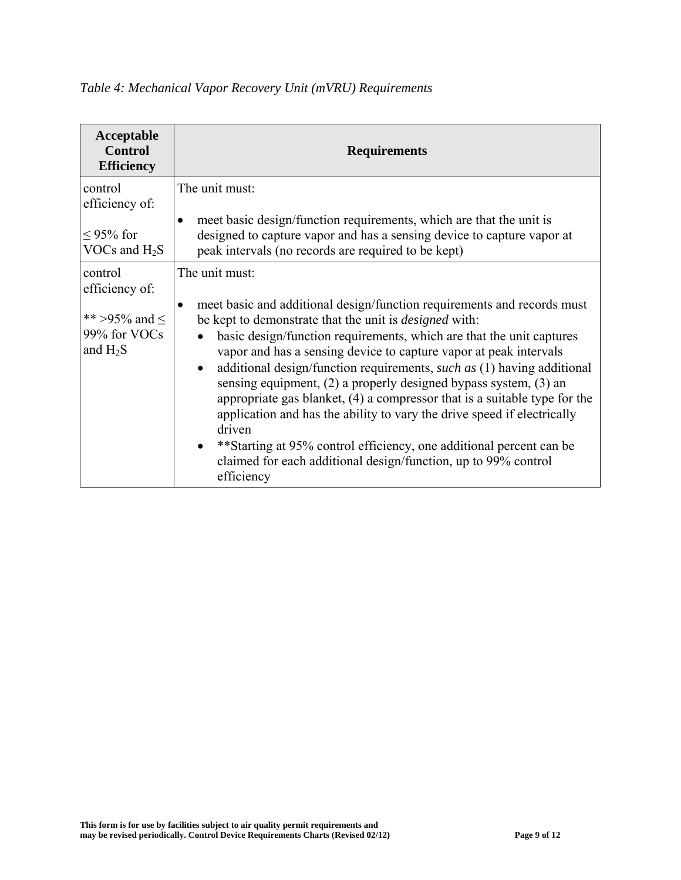*Table 4: Mechanical Vapor Recovery Unit (mVRU) Requirements*

| Acceptable Control Efficiency | Requirements |
|---|---|
| control efficiency of:<br><br>≤ 95% for VOCs and $H_2S$ | The unit must:<br><br>• meet basic design/function requirements, which are that the unit is designed to capture vapor and has a sensing device to capture vapor at peak intervals (no records are required to be kept) |
| control efficiency of:<br><br>** >95% and ≤ 99% for VOCs and $H_2S$ | The unit must:<br><br>• meet basic and additional design/function requirements and records must be kept to demonstrate that the unit is *designed* with:<br>  ◦ basic design/function requirements, which are that the unit captures vapor and has a sensing device to capture vapor at peak intervals<br>  ◦ additional design/function requirements, *such as* (1) having additional sensing equipment, (2) a properly designed bypass system, (3) an appropriate gas blanket, (4) a compressor that is a suitable type for the application and has the ability to vary the drive speed if electrically driven<br>  ◦ **Starting at 95% control efficiency, one additional percent can be claimed for each additional design/function, up to 99% control efficiency |

**This form is for use by facilities subject to air quality permit requirements and may be revised periodically. Control Device Requirements Charts (Revised 02/12)**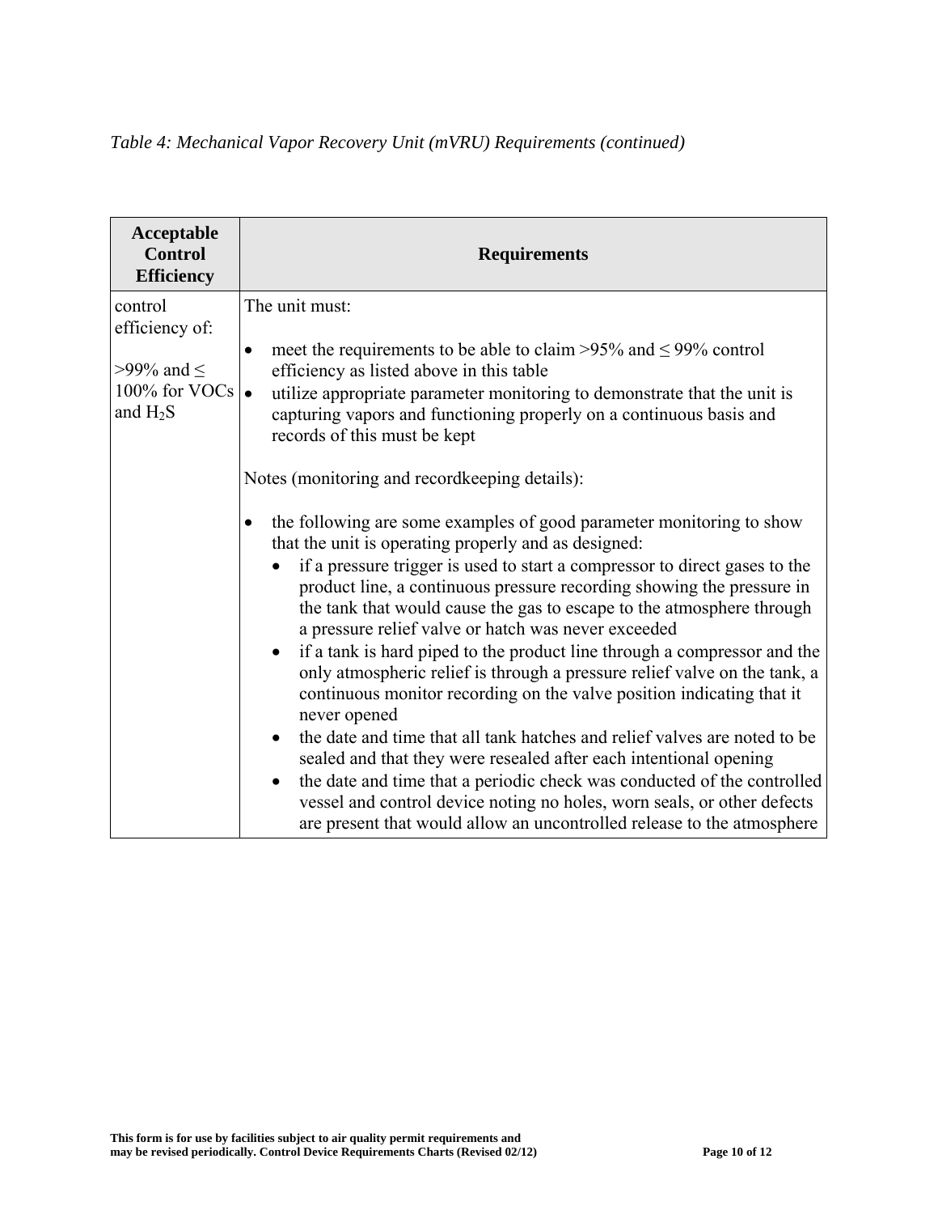*Table 4: Mechanical Vapor Recovery Unit (mVRU) Requirements (continued)*

| Acceptable Control Efficiency | Requirements |
|---|---|
| control efficiency of:<br><br>>99% and ≤ 100% for VOCs and $H_2S$ | The unit must:<br><br>• meet the requirements to be able to claim >95% and ≤ 99% control efficiency as listed above in this table<br>• utilize appropriate parameter monitoring to demonstrate that the unit is capturing vapors and functioning properly on a continuous basis and records of this must be kept<br><br>Notes (monitoring and recordkeeping details):<br><br>• the following are some examples of good parameter monitoring to show that the unit is operating properly and as designed:<br>&nbsp;&nbsp;&nbsp;&nbsp;• if a pressure trigger is used to start a compressor to direct gases to the product line, a continuous pressure recording showing the pressure in the tank that would cause the gas to escape to the atmosphere through a pressure relief valve or hatch was never exceeded<br>&nbsp;&nbsp;&nbsp;&nbsp;• if a tank is hard piped to the product line through a compressor and the only atmospheric relief is through a pressure relief valve on the tank, a continuous monitor recording on the valve position indicating that it never opened<br>&nbsp;&nbsp;&nbsp;&nbsp;• the date and time that all tank hatches and relief valves are noted to be sealed and that they were resealed after each intentional opening<br>&nbsp;&nbsp;&nbsp;&nbsp;• the date and time that a periodic check was conducted of the controlled vessel and control device noting no holes, worn seals, or other defects are present that would allow an uncontrolled release to the atmosphere |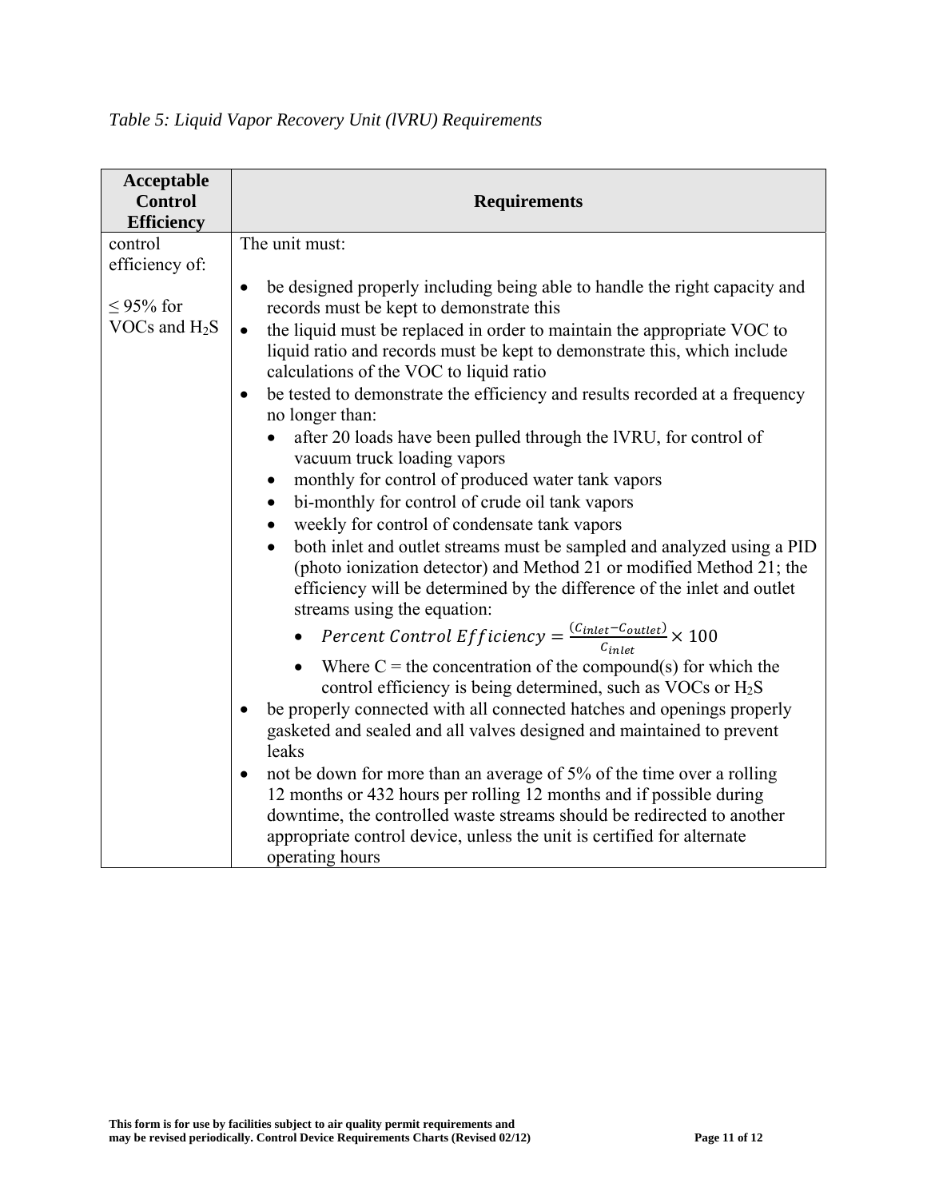*Table 5: Liquid Vapor Recovery Unit (lVRU) Requirements*

| Acceptable Control Efficiency | Requirements |
|---|---|
| control efficiency of:<br><br>≤ 95% for VOCs and $H_2S$ | The unit must:<br><br>• be designed properly including being able to handle the right capacity and records must be kept to demonstrate this<br>• the liquid must be replaced in order to maintain the appropriate VOC to liquid ratio and records must be kept to demonstrate this, which include calculations of the VOC to liquid ratio<br>• be tested to demonstrate the efficiency and results recorded at a frequency no longer than:<br>&nbsp;&nbsp;&nbsp;&nbsp;• after 20 loads have been pulled through the lVRU, for control of vacuum truck loading vapors<br>&nbsp;&nbsp;&nbsp;&nbsp;• monthly for control of produced water tank vapors<br>&nbsp;&nbsp;&nbsp;&nbsp;• bi-monthly for control of crude oil tank vapors<br>&nbsp;&nbsp;&nbsp;&nbsp;• weekly for control of condensate tank vapors<br>&nbsp;&nbsp;&nbsp;&nbsp;• both inlet and outlet streams must be sampled and analyzed using a PID (photo ionization detector) and Method 21 or modified Method 21; the efficiency will be determined by the difference of the inlet and outlet streams using the equation:<br>&nbsp;&nbsp;&nbsp;&nbsp;&nbsp;&nbsp;&nbsp;&nbsp;• $Percent\ Control\ Efficiency = \frac{(C_{inlet} - C_{outlet})}{C_{inlet}} \times 100$<br>&nbsp;&nbsp;&nbsp;&nbsp;&nbsp;&nbsp;&nbsp;&nbsp;• Where C = the concentration of the compound(s) for which the control efficiency is being determined, such as VOCs or $H_2S$<br>• be properly connected with all connected hatches and openings properly gasketed and sealed and all valves designed and maintained to prevent leaks<br>• not be down for more than an average of 5% of the time over a rolling 12 months or 432 hours per rolling 12 months and if possible during downtime, the controlled waste streams should be redirected to another appropriate control device, unless the unit is certified for alternate operating hours |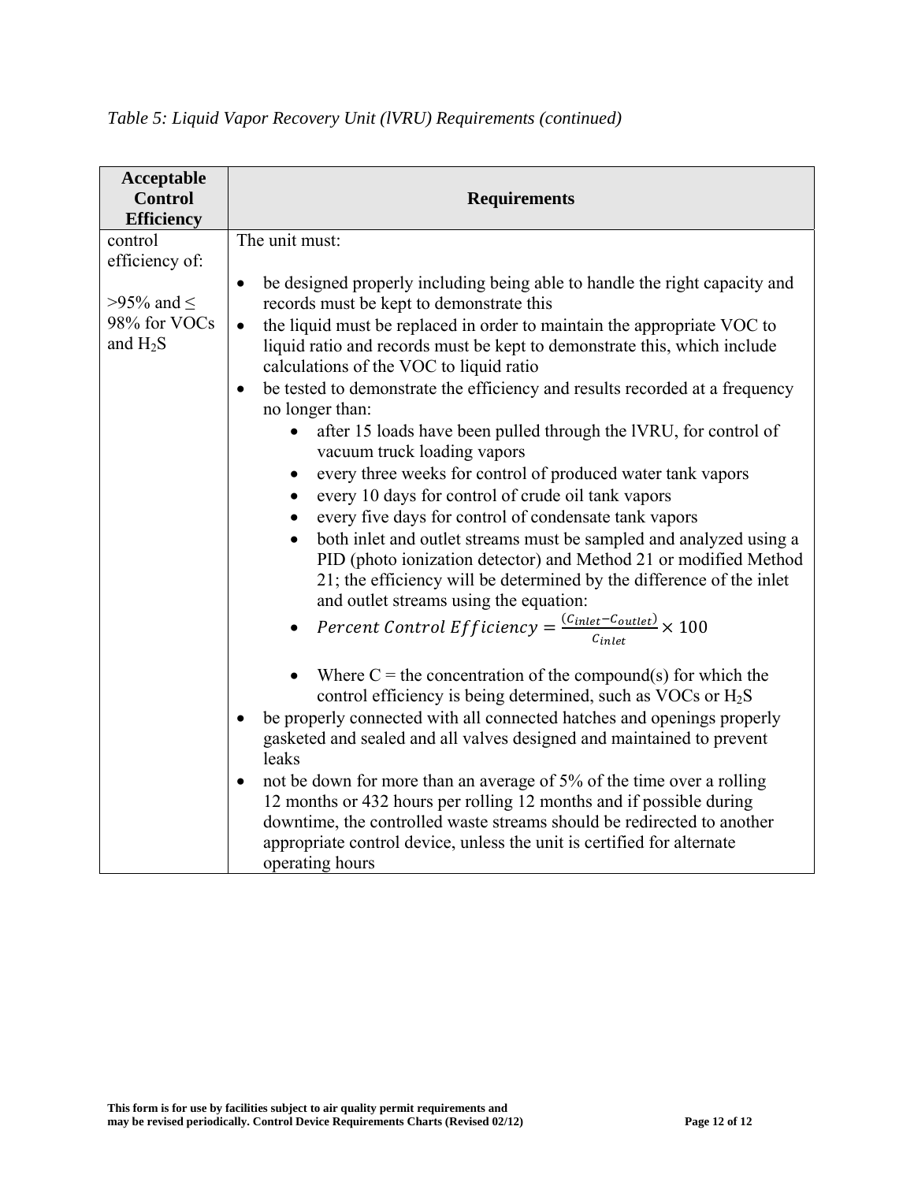*Table 5: Liquid Vapor Recovery Unit (lVRU) Requirements (continued)*

| Acceptable Control Efficiency | Requirements |
| --- | --- |
| control efficiency of:<br><br>>95% and ≤ 98% for VOCs and $H_2S$ | The unit must:<br><br>• be designed properly including being able to handle the right capacity and records must be kept to demonstrate this<br>• the liquid must be replaced in order to maintain the appropriate VOC to liquid ratio and records must be kept to demonstrate this, which include calculations of the VOC to liquid ratio<br>• be tested to demonstrate the efficiency and results recorded at a frequency no longer than:<br>&nbsp;&nbsp;&nbsp;&nbsp;• after 15 loads have been pulled through the lVRU, for control of vacuum truck loading vapors<br>&nbsp;&nbsp;&nbsp;&nbsp;• every three weeks for control of produced water tank vapors<br>&nbsp;&nbsp;&nbsp;&nbsp;• every 10 days for control of crude oil tank vapors<br>&nbsp;&nbsp;&nbsp;&nbsp;• every five days for control of condensate tank vapors<br>&nbsp;&nbsp;&nbsp;&nbsp;• both inlet and outlet streams must be sampled and analyzed using a PID (photo ionization detector) and Method 21 or modified Method 21; the efficiency will be determined by the difference of the inlet and outlet streams using the equation:<br>&nbsp;&nbsp;&nbsp;&nbsp;• $Percent\ Control\ Efficiency = \frac{(C_{inlet} - C_{outlet})}{C_{inlet}} \times 100$<br>&nbsp;&nbsp;&nbsp;&nbsp;• Where C = the concentration of the compound(s) for which the control efficiency is being determined, such as VOCs or $H_2S$<br>• be properly connected with all connected hatches and openings properly gasketed and sealed and all valves designed and maintained to prevent leaks<br>• not be down for more than an average of 5% of the time over a rolling 12 months or 432 hours per rolling 12 months and if possible during downtime, the controlled waste streams should be redirected to another appropriate control device, unless the unit is certified for alternate operating hours |

**This form is for use by facilities subject to air quality permit requirements and may be revised periodically. Control Device Requirements Charts (Revised 02/12)**